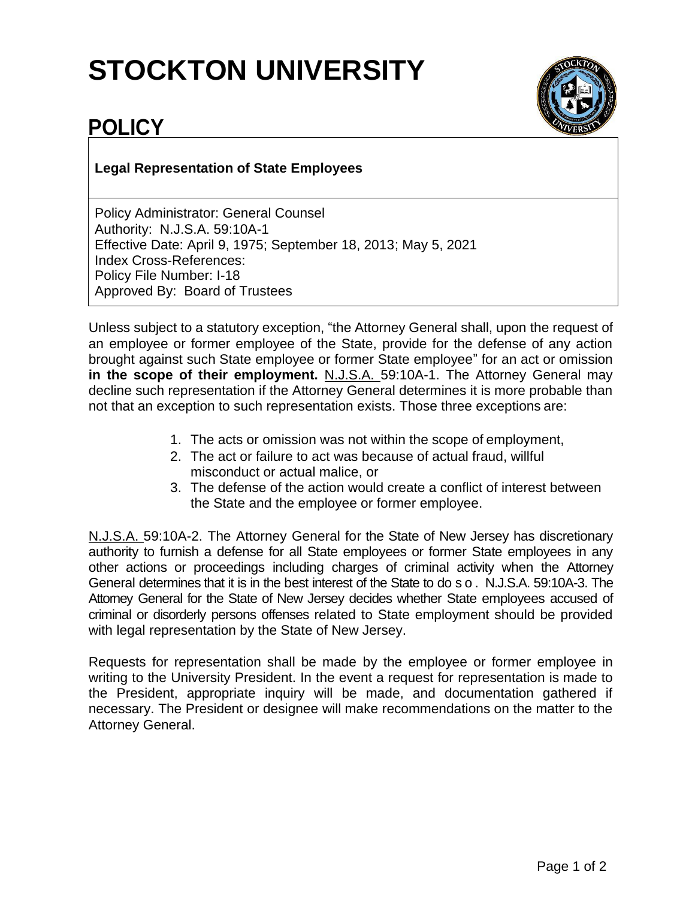# STOCKTON UNIVERSITY

## POLICY

**Legal Representation of State Employees**

Policy Administrator: General Counsel
Authority: N.J.S.A. 59:10A-1
Effective Date: April 9, 1975; September 18, 2013; May 5, 2021
Index Cross-References:
Policy File Number: I-18
Approved By: Board of Trustees

Unless subject to a statutory exception, "the Attorney General shall, upon the request of an employee or former employee of the State, provide for the defense of any action brought against such State employee or former State employee" for an act or omission **in the scope of their employment.** N.J.S.A. 59:10A-1. The Attorney General may decline such representation if the Attorney General determines it is more probable than not that an exception to such representation exists. Those three exceptions are:

1. The acts or omission was not within the scope of employment,
2. The act or failure to act was because of actual fraud, willful misconduct or actual malice, or
3. The defense of the action would create a conflict of interest between the State and the employee or former employee.

N.J.S.A. 59:10A-2. The Attorney General for the State of New Jersey has discretionary authority to furnish a defense for all State employees or former State employees in any other actions or proceedings including charges of criminal activity when the Attorney General determines that it is in the best interest of the State to do so. N.J.S.A. 59:10A-3. The Attorney General for the State of New Jersey decides whether State employees accused of criminal or disorderly persons offenses related to State employment should be provided with legal representation by the State of New Jersey.

Requests for representation shall be made by the employee or former employee in writing to the University President. In the event a request for representation is made to the President, appropriate inquiry will be made, and documentation gathered if necessary. The President or designee will make recommendations on the matter to the Attorney General.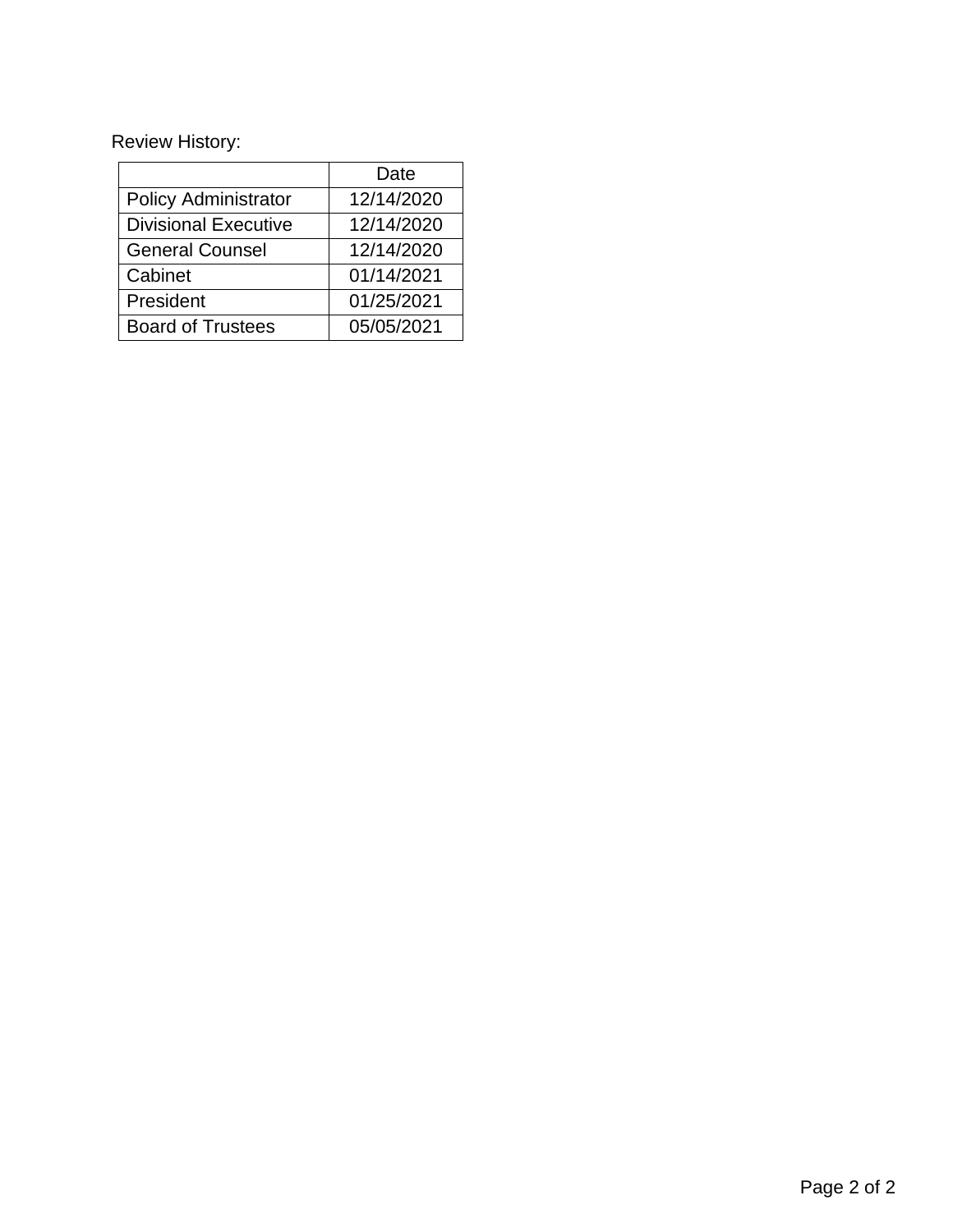Review History:

| | Date |
| --- | --- |
| Policy Administrator | 12/14/2020 |
| Divisional Executive | 12/14/2020 |
| General Counsel | 12/14/2020 |
| Cabinet | 01/14/2021 |
| President | 01/25/2021 |
| Board of Trustees | 05/05/2021 |